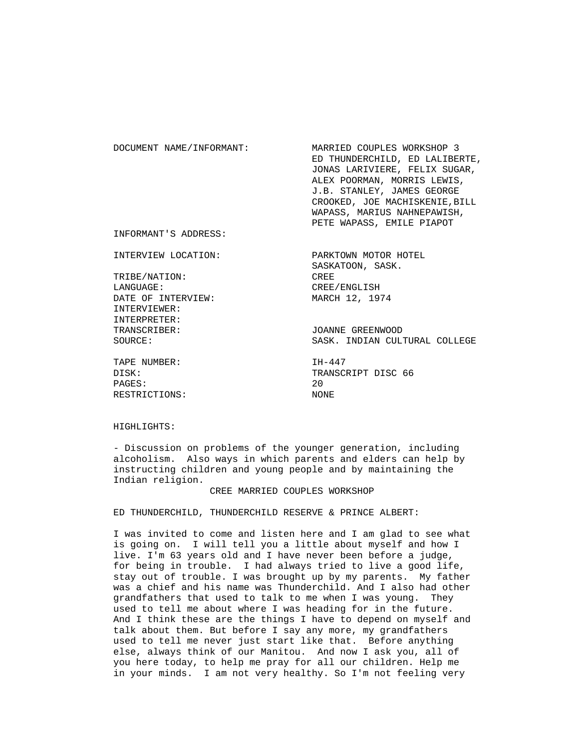| | |
|---|---|
| DOCUMENT NAME/INFORMANT: | MARRIED COUPLES WORKSHOP 3 ED THUNDERCHILD, ED LALIBERTE, JONAS LARIVIERE, FELIX SUGAR, ALEX POORMAN, MORRIS LEWIS, J.B. STANLEY, JAMES GEORGE CROOKED, JOE MACHISKENIE,BILL WAPASS, MARIUS NAHNEPAWISH, PETE WAPASS, EMILE PIAPOT |
| INFORMANT'S ADDRESS: | |
| INTERVIEW LOCATION: | PARKTOWN MOTOR HOTEL SASKATOON, SASK. |
| TRIBE/NATION: | CREE |
| LANGUAGE: | CREE/ENGLISH |
| DATE OF INTERVIEW: | MARCH 12, 1974 |
| INTERVIEWER: | |
| INTERPRETER: | |
| TRANSCRIBER: | JOANNE GREENWOOD |
| SOURCE: | SASK. INDIAN CULTURAL COLLEGE |
| TAPE NUMBER: | IH-447 |
| DISK: | TRANSCRIPT DISC 66 |
| PAGES: | 20 |
| RESTRICTIONS: | NONE |

HIGHLIGHTS:

- Discussion on problems of the younger generation, including alcoholism. Also ways in which parents and elders can help by instructing children and young people and by maintaining the Indian religion.

CREE MARRIED COUPLES WORKSHOP

ED THUNDERCHILD, THUNDERCHILD RESERVE & PRINCE ALBERT:

I was invited to come and listen here and I am glad to see what is going on. I will tell you a little about myself and how I live. I'm 63 years old and I have never been before a judge, for being in trouble. I had always tried to live a good life, stay out of trouble. I was brought up by my parents. My father was a chief and his name was Thunderchild. And I also had other grandfathers that used to talk to me when I was young. They used to tell me about where I was heading for in the future. And I think these are the things I have to depend on myself and talk about them. But before I say any more, my grandfathers used to tell me never just start like that. Before anything else, always think of our Manitou. And now I ask you, all of you here today, to help me pray for all our children. Help me in your minds. I am not very healthy. So I'm not feeling very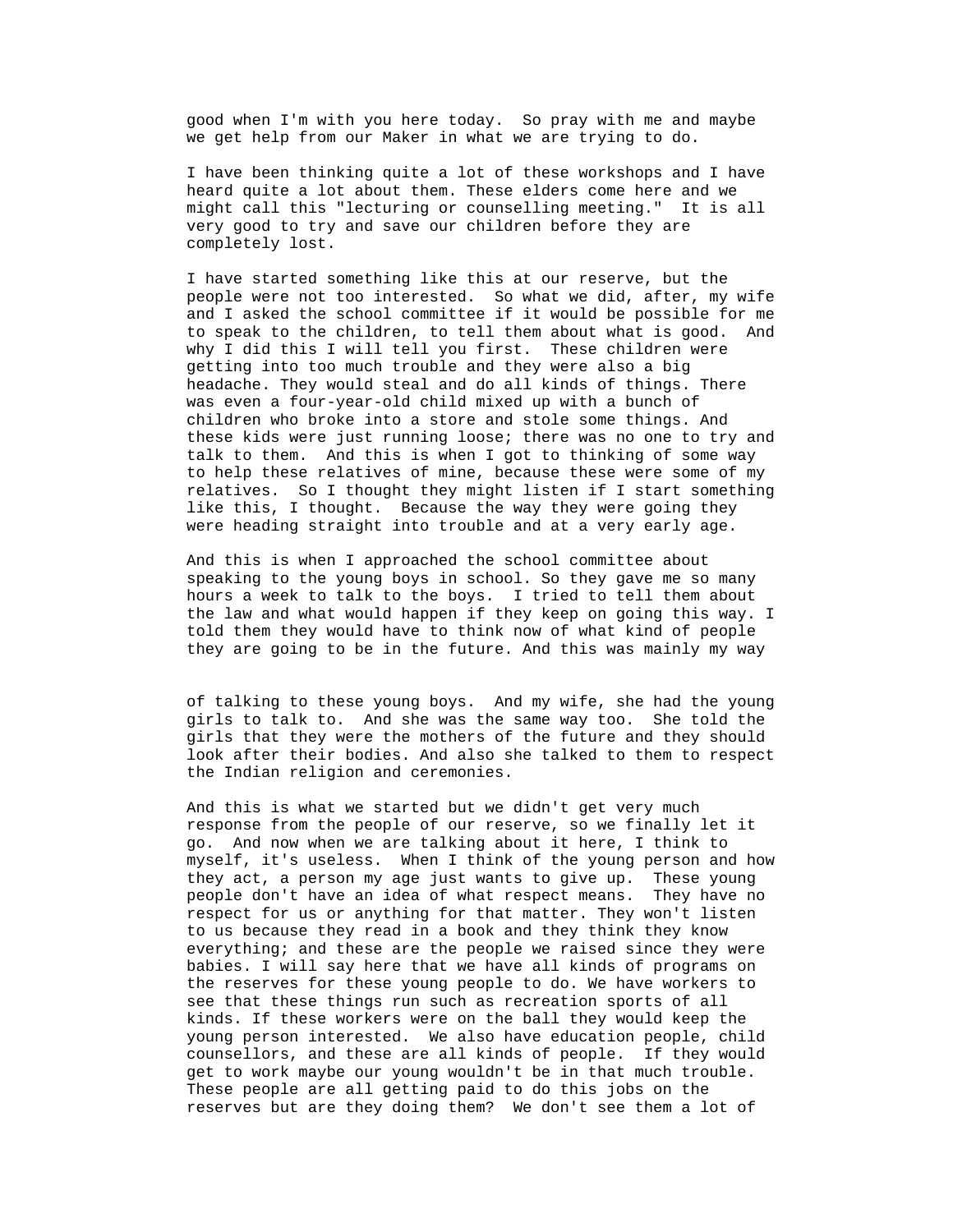good when I'm with you here today. So pray with me and maybe we get help from our Maker in what we are trying to do.

I have been thinking quite a lot of these workshops and I have heard quite a lot about them. These elders come here and we might call this "lecturing or counselling meeting." It is all very good to try and save our children before they are completely lost.

I have started something like this at our reserve, but the people were not too interested. So what we did, after, my wife and I asked the school committee if it would be possible for me to speak to the children, to tell them about what is good. And why I did this I will tell you first. These children were getting into too much trouble and they were also a big headache. They would steal and do all kinds of things. There was even a four-year-old child mixed up with a bunch of children who broke into a store and stole some things. And these kids were just running loose; there was no one to try and talk to them. And this is when I got to thinking of some way to help these relatives of mine, because these were some of my relatives. So I thought they might listen if I start something like this, I thought. Because the way they were going they were heading straight into trouble and at a very early age.

And this is when I approached the school committee about speaking to the young boys in school. So they gave me so many hours a week to talk to the boys. I tried to tell them about the law and what would happen if they keep on going this way. I told them they would have to think now of what kind of people they are going to be in the future. And this was mainly my way of talking to these young boys. And my wife, she had the young girls to talk to. And she was the same way too. She told the girls that they were the mothers of the future and they should look after their bodies. And also she talked to them to respect the Indian religion and ceremonies.

And this is what we started but we didn't get very much response from the people of our reserve, so we finally let it go. And now when we are talking about it here, I think to myself, it's useless. When I think of the young person and how they act, a person my age just wants to give up. These young people don't have an idea of what respect means. They have no respect for us or anything for that matter. They won't listen to us because they read in a book and they think they know everything; and these are the people we raised since they were babies. I will say here that we have all kinds of programs on the reserves for these young people to do. We have workers to see that these things run such as recreation sports of all kinds. If these workers were on the ball they would keep the young person interested. We also have education people, child counsellors, and these are all kinds of people. If they would get to work maybe our young wouldn't be in that much trouble. These people are all getting paid to do this jobs on the reserves but are they doing them? We don't see them a lot of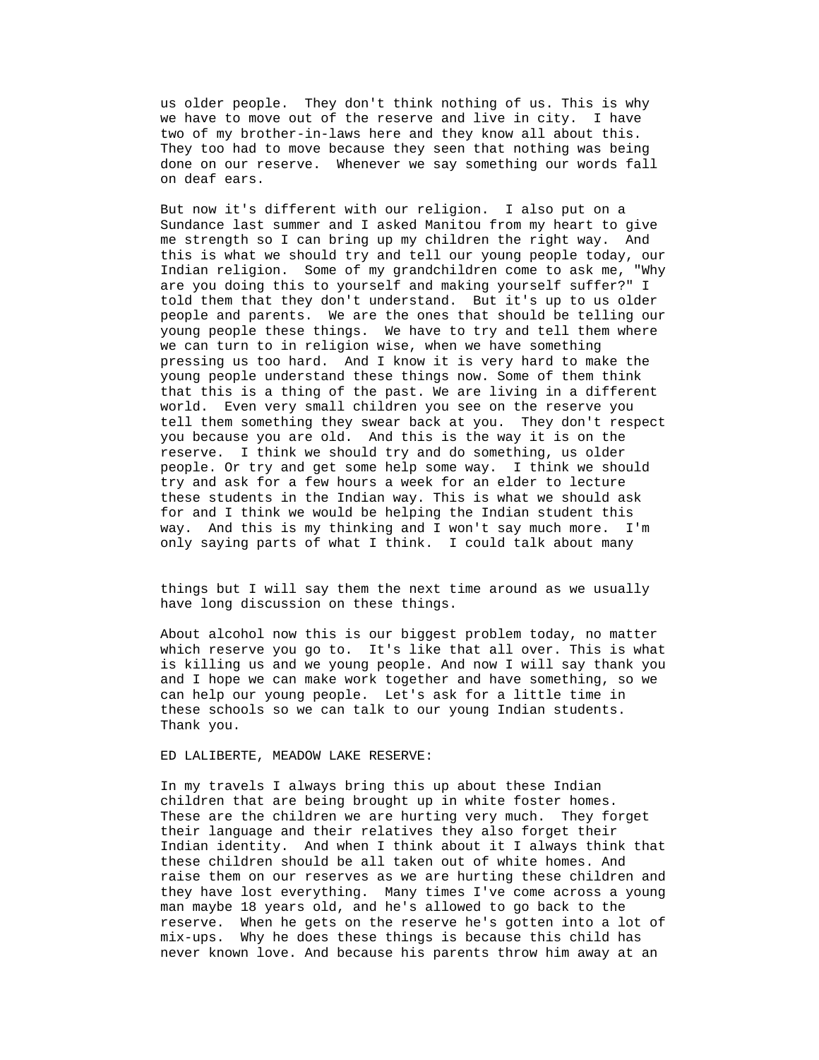us older people. They don't think nothing of us. This is why we have to move out of the reserve and live in city. I have two of my brother-in-laws here and they know all about this. They too had to move because they seen that nothing was being done on our reserve. Whenever we say something our words fall on deaf ears.

But now it's different with our religion. I also put on a Sundance last summer and I asked Manitou from my heart to give me strength so I can bring up my children the right way. And this is what we should try and tell our young people today, our Indian religion. Some of my grandchildren come to ask me, "Why are you doing this to yourself and making yourself suffer?" I told them that they don't understand. But it's up to us older people and parents. We are the ones that should be telling our young people these things. We have to try and tell them where we can turn to in religion wise, when we have something pressing us too hard. And I know it is very hard to make the young people understand these things now. Some of them think that this is a thing of the past. We are living in a different world. Even very small children you see on the reserve you tell them something they swear back at you. They don't respect you because you are old. And this is the way it is on the reserve. I think we should try and do something, us older people. Or try and get some help some way. I think we should try and ask for a few hours a week for an elder to lecture these students in the Indian way. This is what we should ask for and I think we would be helping the Indian student this way. And this is my thinking and I won't say much more. I'm only saying parts of what I think. I could talk about many things but I will say them the next time around as we usually have long discussion on these things.

About alcohol now this is our biggest problem today, no matter which reserve you go to. It's like that all over. This is what is killing us and we young people. And now I will say thank you and I hope we can make work together and have something, so we can help our young people. Let's ask for a little time in these schools so we can talk to our young Indian students. Thank you.

ED LALIBERTE, MEADOW LAKE RESERVE:

In my travels I always bring this up about these Indian children that are being brought up in white foster homes. These are the children we are hurting very much. They forget their language and their relatives they also forget their Indian identity. And when I think about it I always think that these children should be all taken out of white homes. And raise them on our reserves as we are hurting these children and they have lost everything. Many times I've come across a young man maybe 18 years old, and he's allowed to go back to the reserve. When he gets on the reserve he's gotten into a lot of mix-ups. Why he does these things is because this child has never known love. And because his parents throw him away at an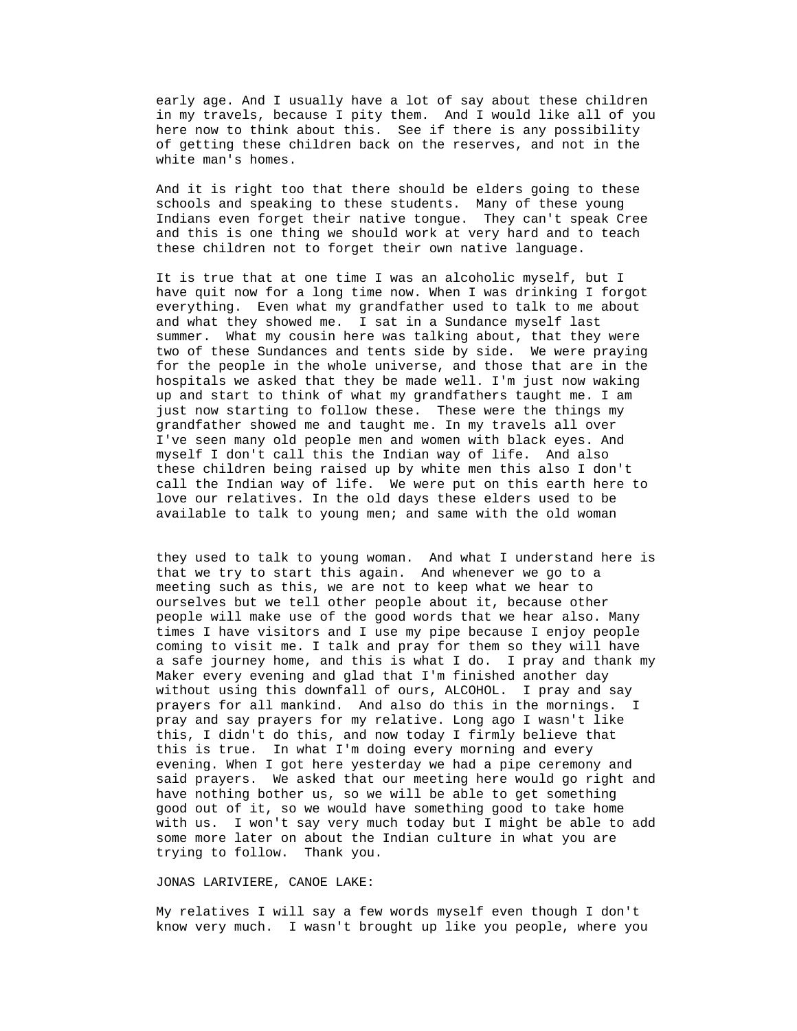early age. And I usually have a lot of say about these children in my travels, because I pity them. And I would like all of you here now to think about this. See if there is any possibility of getting these children back on the reserves, and not in the white man's homes.

And it is right too that there should be elders going to these schools and speaking to these students. Many of these young Indians even forget their native tongue. They can't speak Cree and this is one thing we should work at very hard and to teach these children not to forget their own native language.

It is true that at one time I was an alcoholic myself, but I have quit now for a long time now. When I was drinking I forgot everything. Even what my grandfather used to talk to me about and what they showed me. I sat in a Sundance myself last summer. What my cousin here was talking about, that they were two of these Sundances and tents side by side. We were praying for the people in the whole universe, and those that are in the hospitals we asked that they be made well. I'm just now waking up and start to think of what my grandfathers taught me. I am just now starting to follow these. These were the things my grandfather showed me and taught me. In my travels all over I've seen many old people men and women with black eyes. And myself I don't call this the Indian way of life. And also these children being raised up by white men this also I don't call the Indian way of life. We were put on this earth here to love our relatives. In the old days these elders used to be available to talk to young men; and same with the old woman they used to talk to young woman. And what I understand here is that we try to start this again. And whenever we go to a meeting such as this, we are not to keep what we hear to ourselves but we tell other people about it, because other people will make use of the good words that we hear also. Many times I have visitors and I use my pipe because I enjoy people coming to visit me. I talk and pray for them so they will have a safe journey home, and this is what I do. I pray and thank my Maker every evening and glad that I'm finished another day without using this downfall of ours, ALCOHOL. I pray and say prayers for all mankind. And also do this in the mornings. I pray and say prayers for my relative. Long ago I wasn't like this, I didn't do this, and now today I firmly believe that this is true. In what I'm doing every morning and every evening. When I got here yesterday we had a pipe ceremony and said prayers. We asked that our meeting here would go right and have nothing bother us, so we will be able to get something good out of it, so we would have something good to take home with us. I won't say very much today but I might be able to add some more later on about the Indian culture in what you are trying to follow. Thank you.

JONAS LARIVIERE, CANOE LAKE:

My relatives I will say a few words myself even though I don't know very much. I wasn't brought up like you people, where you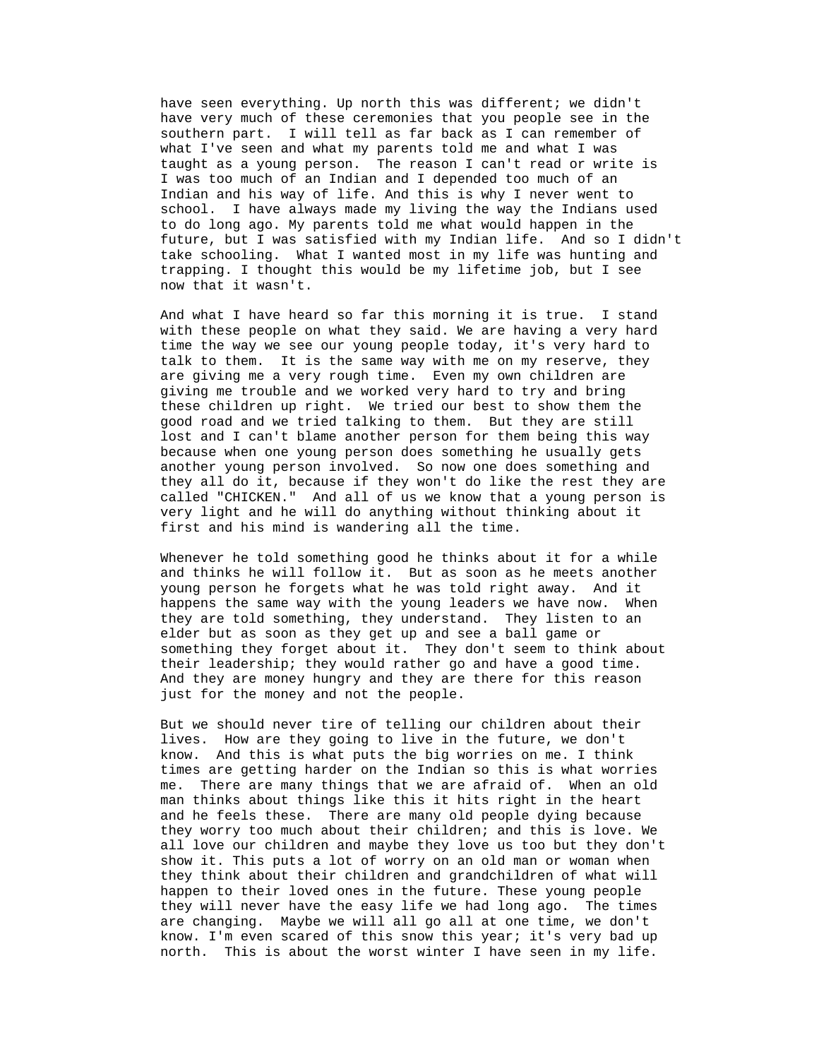have seen everything. Up north this was different; we didn't have very much of these ceremonies that you people see in the southern part. I will tell as far back as I can remember of what I've seen and what my parents told me and what I was taught as a young person. The reason I can't read or write is I was too much of an Indian and I depended too much of an Indian and his way of life. And this is why I never went to school. I have always made my living the way the Indians used to do long ago. My parents told me what would happen in the future, but I was satisfied with my Indian life. And so I didn't take schooling. What I wanted most in my life was hunting and trapping. I thought this would be my lifetime job, but I see now that it wasn't.

And what I have heard so far this morning it is true. I stand with these people on what they said. We are having a very hard time the way we see our young people today, it's very hard to talk to them. It is the same way with me on my reserve, they are giving me a very rough time. Even my own children are giving me trouble and we worked very hard to try and bring these children up right. We tried our best to show them the good road and we tried talking to them. But they are still lost and I can't blame another person for them being this way because when one young person does something he usually gets another young person involved. So now one does something and they all do it, because if they won't do like the rest they are called "CHICKEN." And all of us we know that a young person is very light and he will do anything without thinking about it first and his mind is wandering all the time.

Whenever he told something good he thinks about it for a while and thinks he will follow it. But as soon as he meets another young person he forgets what he was told right away. And it happens the same way with the young leaders we have now. When they are told something, they understand. They listen to an elder but as soon as they get up and see a ball game or something they forget about it. They don't seem to think about their leadership; they would rather go and have a good time. And they are money hungry and they are there for this reason just for the money and not the people.

But we should never tire of telling our children about their lives. How are they going to live in the future, we don't know. And this is what puts the big worries on me. I think times are getting harder on the Indian so this is what worries me. There are many things that we are afraid of. When an old man thinks about things like this it hits right in the heart and he feels these. There are many old people dying because they worry too much about their children; and this is love. We all love our children and maybe they love us too but they don't show it. This puts a lot of worry on an old man or woman when they think about their children and grandchildren of what will happen to their loved ones in the future. These young people they will never have the easy life we had long ago. The times are changing. Maybe we will all go all at one time, we don't know. I'm even scared of this snow this year; it's very bad up north. This is about the worst winter I have seen in my life.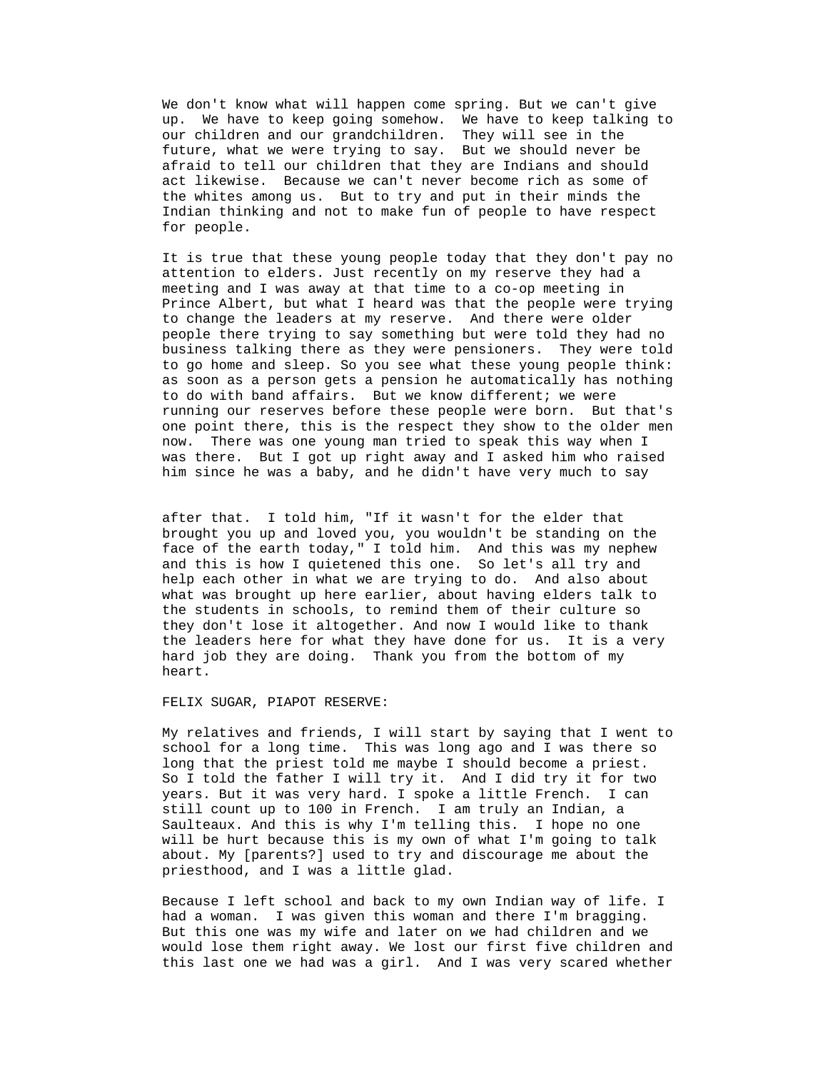We don't know what will happen come spring. But we can't give up. We have to keep going somehow. We have to keep talking to our children and our grandchildren. They will see in the future, what we were trying to say. But we should never be afraid to tell our children that they are Indians and should act likewise. Because we can't never become rich as some of the whites among us. But to try and put in their minds the Indian thinking and not to make fun of people to have respect for people.

It is true that these young people today that they don't pay no attention to elders. Just recently on my reserve they had a meeting and I was away at that time to a co-op meeting in Prince Albert, but what I heard was that the people were trying to change the leaders at my reserve. And there were older people there trying to say something but were told they had no business talking there as they were pensioners. They were told to go home and sleep. So you see what these young people think: as soon as a person gets a pension he automatically has nothing to do with band affairs. But we know different; we were running our reserves before these people were born. But that's one point there, this is the respect they show to the older men now. There was one young man tried to speak this way when I was there. But I got up right away and I asked him who raised him since he was a baby, and he didn't have very much to say after that. I told him, "If it wasn't for the elder that brought you up and loved you, you wouldn't be standing on the face of the earth today," I told him. And this was my nephew and this is how I quietened this one. So let's all try and help each other in what we are trying to do. And also about what was brought up here earlier, about having elders talk to the students in schools, to remind them of their culture so they don't lose it altogether. And now I would like to thank the leaders here for what they have done for us. It is a very hard job they are doing. Thank you from the bottom of my heart.

FELIX SUGAR, PIAPOT RESERVE:

My relatives and friends, I will start by saying that I went to school for a long time. This was long ago and I was there so long that the priest told me maybe I should become a priest. So I told the father I will try it. And I did try it for two years. But it was very hard. I spoke a little French. I can still count up to 100 in French. I am truly an Indian, a Saulteaux. And this is why I'm telling this. I hope no one will be hurt because this is my own of what I'm going to talk about. My [parents?] used to try and discourage me about the priesthood, and I was a little glad.

Because I left school and back to my own Indian way of life. I had a woman. I was given this woman and there I'm bragging. But this one was my wife and later on we had children and we would lose them right away. We lost our first five children and this last one we had was a girl. And I was very scared whether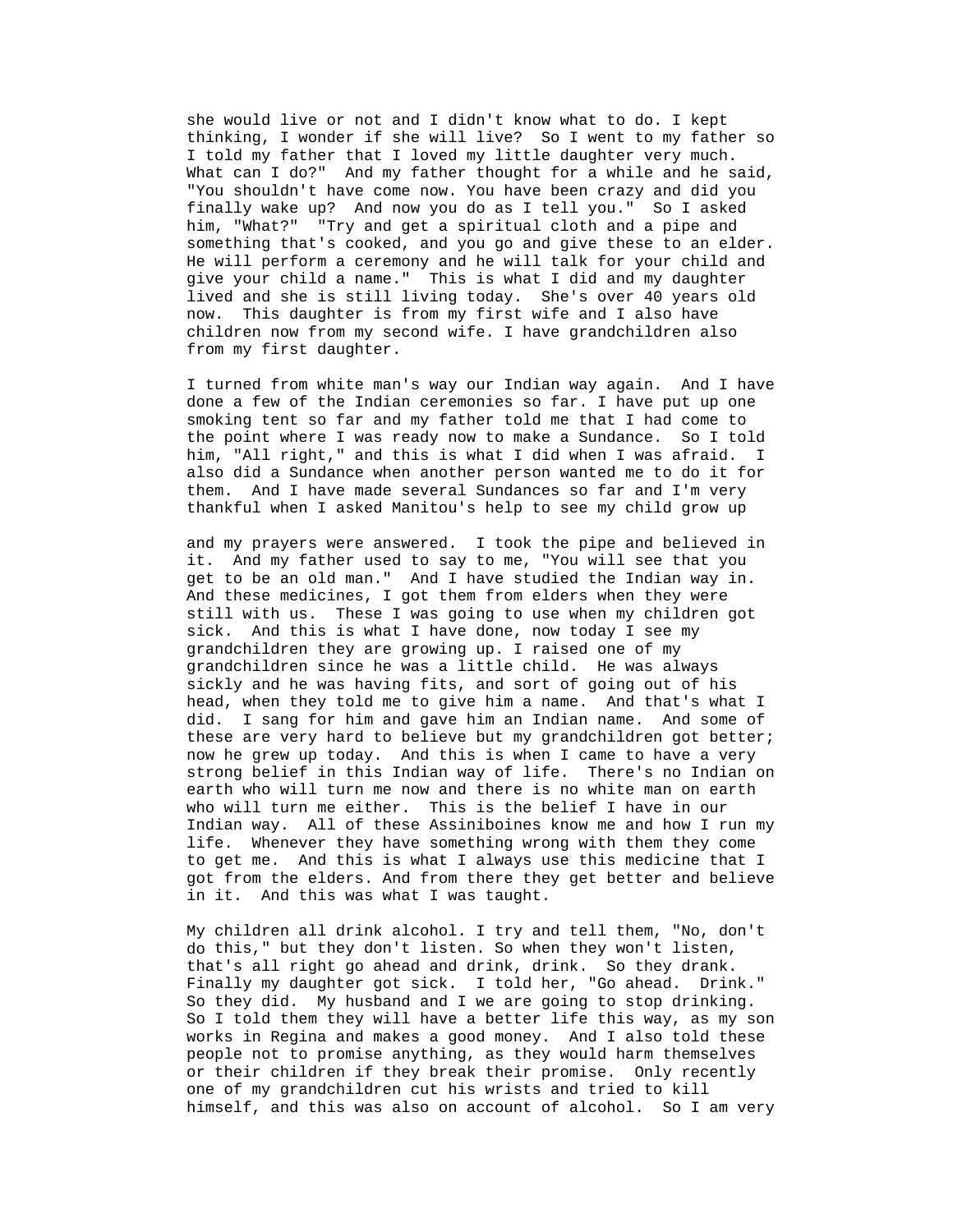she would live or not and I didn't know what to do. I kept thinking, I wonder if she will live? So I went to my father so I told my father that I loved my little daughter very much. What can I do?" And my father thought for a while and he said, "You shouldn't have come now. You have been crazy and did you finally wake up? And now you do as I tell you." So I asked him, "What?" "Try and get a spiritual cloth and a pipe and something that's cooked, and you go and give these to an elder. He will perform a ceremony and he will talk for your child and give your child a name." This is what I did and my daughter lived and she is still living today. She's over 40 years old now. This daughter is from my first wife and I also have children now from my second wife. I have grandchildren also from my first daughter.

I turned from white man's way our Indian way again. And I have done a few of the Indian ceremonies so far. I have put up one smoking tent so far and my father told me that I had come to the point where I was ready now to make a Sundance. So I told him, "All right," and this is what I did when I was afraid. I also did a Sundance when another person wanted me to do it for them. And I have made several Sundances so far and I'm very thankful when I asked Manitou's help to see my child grow up

and my prayers were answered. I took the pipe and believed in it. And my father used to say to me, "You will see that you get to be an old man." And I have studied the Indian way in. And these medicines, I got them from elders when they were still with us. These I was going to use when my children got sick. And this is what I have done, now today I see my grandchildren they are growing up. I raised one of my grandchildren since he was a little child. He was always sickly and he was having fits, and sort of going out of his head, when they told me to give him a name. And that's what I did. I sang for him and gave him an Indian name. And some of these are very hard to believe but my grandchildren got better; now he grew up today. And this is when I came to have a very strong belief in this Indian way of life. There's no Indian on earth who will turn me now and there is no white man on earth who will turn me either. This is the belief I have in our Indian way. All of these Assiniboines know me and how I run my life. Whenever they have something wrong with them they come to get me. And this is what I always use this medicine that I got from the elders. And from there they get better and believe in it. And this was what I was taught.

My children all drink alcohol. I try and tell them, "No, don't do this," but they don't listen. So when they won't listen, that's all right go ahead and drink, drink. So they drank. Finally my daughter got sick. I told her, "Go ahead. Drink." So they did. My husband and I we are going to stop drinking. So I told them they will have a better life this way, as my son works in Regina and makes a good money. And I also told these people not to promise anything, as they would harm themselves or their children if they break their promise. Only recently one of my grandchildren cut his wrists and tried to kill himself, and this was also on account of alcohol. So I am very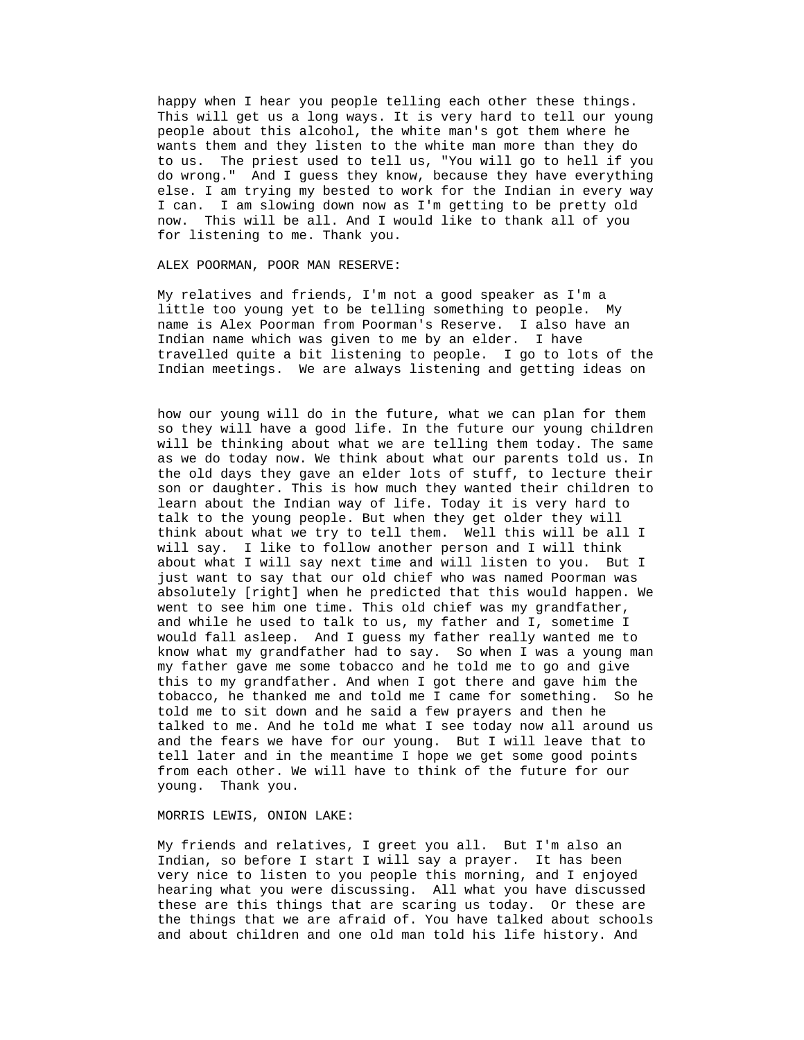happy when I hear you people telling each other these things. This will get us a long ways. It is very hard to tell our young people about this alcohol, the white man's got them where he wants them and they listen to the white man more than they do to us. The priest used to tell us, "You will go to hell if you do wrong." And I guess they know, because they have everything else. I am trying my bested to work for the Indian in every way I can. I am slowing down now as I'm getting to be pretty old now. This will be all. And I would like to thank all of you for listening to me. Thank you.

ALEX POORMAN, POOR MAN RESERVE:

My relatives and friends, I'm not a good speaker as I'm a little too young yet to be telling something to people. My name is Alex Poorman from Poorman's Reserve. I also have an Indian name which was given to me by an elder. I have travelled quite a bit listening to people. I go to lots of the Indian meetings. We are always listening and getting ideas on how our young will do in the future, what we can plan for them so they will have a good life. In the future our young children will be thinking about what we are telling them today. The same as we do today now. We think about what our parents told us. In the old days they gave an elder lots of stuff, to lecture their son or daughter. This is how much they wanted their children to learn about the Indian way of life. Today it is very hard to talk to the young people. But when they get older they will think about what we try to tell them. Well this will be all I will say. I like to follow another person and I will think about what I will say next time and will listen to you. But I just want to say that our old chief who was named Poorman was absolutely [right] when he predicted that this would happen. We went to see him one time. This old chief was my grandfather, and while he used to talk to us, my father and I, sometime I would fall asleep. And I guess my father really wanted me to know what my grandfather had to say. So when I was a young man my father gave me some tobacco and he told me to go and give this to my grandfather. And when I got there and gave him the tobacco, he thanked me and told me I came for something. So he told me to sit down and he said a few prayers and then he talked to me. And he told me what I see today now all around us and the fears we have for our young. But I will leave that to tell later and in the meantime I hope we get some good points from each other. We will have to think of the future for our young. Thank you.

MORRIS LEWIS, ONION LAKE:

My friends and relatives, I greet you all. But I'm also an Indian, so before I start I will say a prayer. It has been very nice to listen to you people this morning, and I enjoyed hearing what you were discussing. All what you have discussed these are this things that are scaring us today. Or these are the things that we are afraid of. You have talked about schools and about children and one old man told his life history. And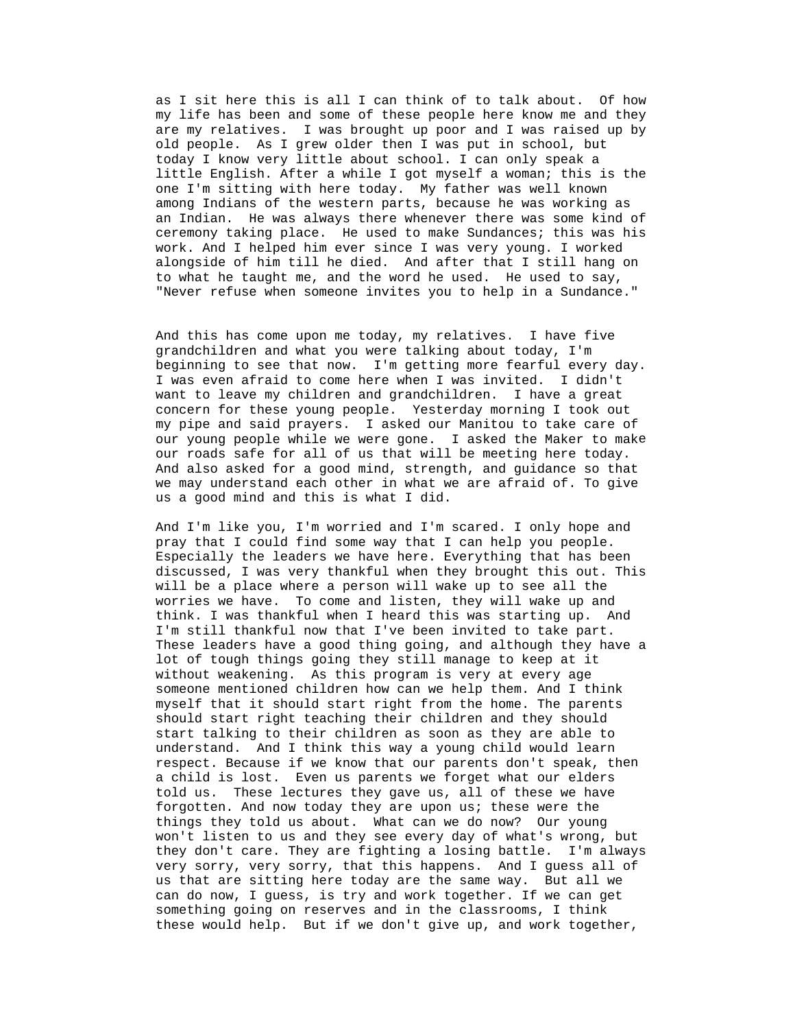as I sit here this is all I can think of to talk about. Of how my life has been and some of these people here know me and they are my relatives. I was brought up poor and I was raised up by old people. As I grew older then I was put in school, but today I know very little about school. I can only speak a little English. After a while I got myself a woman; this is the one I'm sitting with here today. My father was well known among Indians of the western parts, because he was working as an Indian. He was always there whenever there was some kind of ceremony taking place. He used to make Sundances; this was his work. And I helped him ever since I was very young. I worked alongside of him till he died. And after that I still hang on to what he taught me, and the word he used. He used to say, "Never refuse when someone invites you to help in a Sundance."

And this has come upon me today, my relatives. I have five grandchildren and what you were talking about today, I'm beginning to see that now. I'm getting more fearful every day. I was even afraid to come here when I was invited. I didn't want to leave my children and grandchildren. I have a great concern for these young people. Yesterday morning I took out my pipe and said prayers. I asked our Manitou to take care of our young people while we were gone. I asked the Maker to make our roads safe for all of us that will be meeting here today. And also asked for a good mind, strength, and guidance so that we may understand each other in what we are afraid of. To give us a good mind and this is what I did.

And I'm like you, I'm worried and I'm scared. I only hope and pray that I could find some way that I can help you people. Especially the leaders we have here. Everything that has been discussed, I was very thankful when they brought this out. This will be a place where a person will wake up to see all the worries we have. To come and listen, they will wake up and think. I was thankful when I heard this was starting up. And I'm still thankful now that I've been invited to take part. These leaders have a good thing going, and although they have a lot of tough things going they still manage to keep at it without weakening. As this program is very at every age someone mentioned children how can we help them. And I think myself that it should start right from the home. The parents should start right teaching their children and they should start talking to their children as soon as they are able to understand. And I think this way a young child would learn respect. Because if we know that our parents don't speak, then a child is lost. Even us parents we forget what our elders told us. These lectures they gave us, all of these we have forgotten. And now today they are upon us; these were the things they told us about. What can we do now? Our young won't listen to us and they see every day of what's wrong, but they don't care. They are fighting a losing battle. I'm always very sorry, very sorry, that this happens. And I guess all of us that are sitting here today are the same way. But all we can do now, I guess, is try and work together. If we can get something going on reserves and in the classrooms, I think these would help. But if we don't give up, and work together,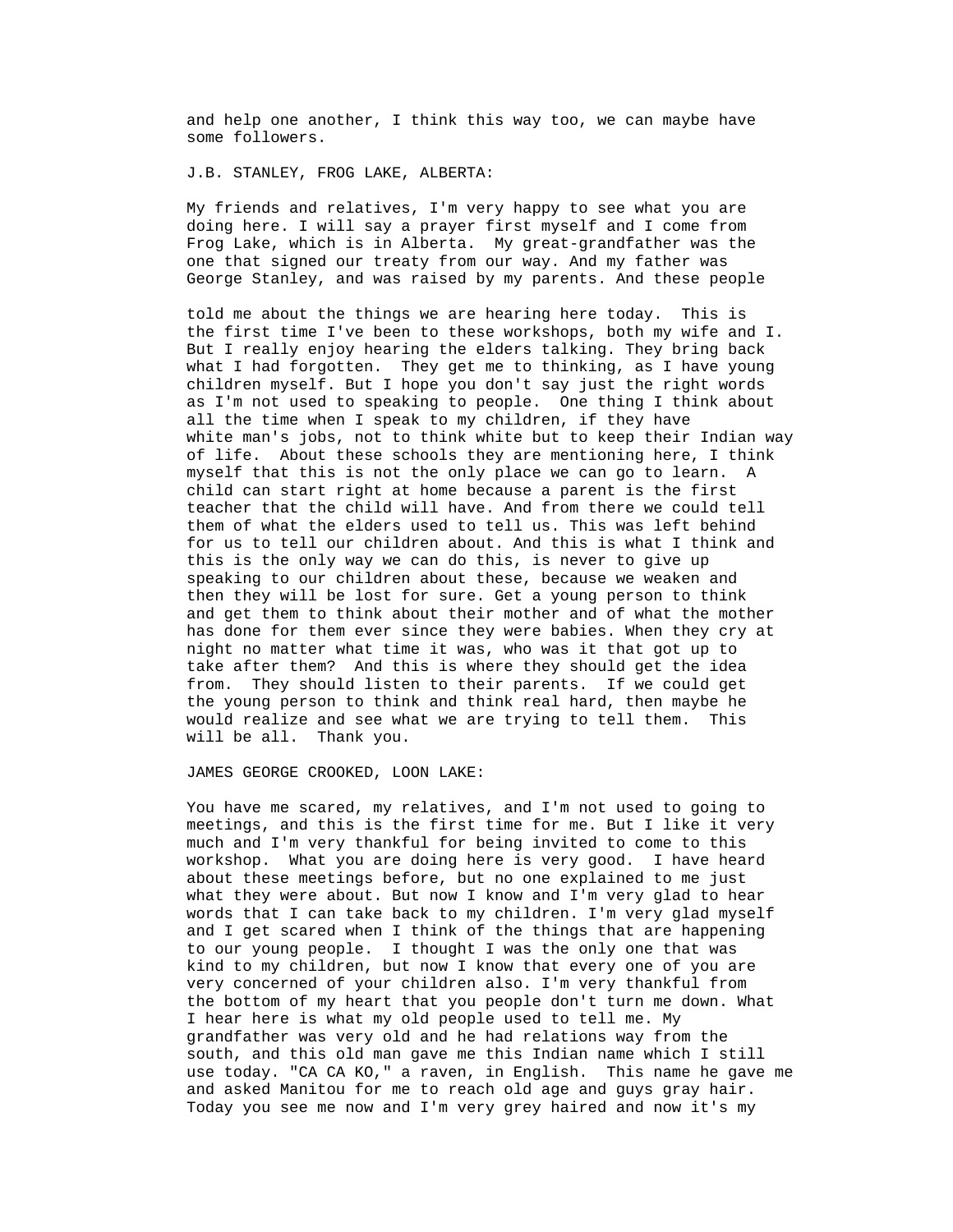and help one another, I think this way too, we can maybe have some followers.

J.B. STANLEY, FROG LAKE, ALBERTA:

My friends and relatives, I'm very happy to see what you are doing here. I will say a prayer first myself and I come from Frog Lake, which is in Alberta. My great-grandfather was the one that signed our treaty from our way. And my father was George Stanley, and was raised by my parents. And these people

told me about the things we are hearing here today. This is the first time I've been to these workshops, both my wife and I. But I really enjoy hearing the elders talking. They bring back what I had forgotten. They get me to thinking, as I have young children myself. But I hope you don't say just the right words as I'm not used to speaking to people. One thing I think about all the time when I speak to my children, if they have white man's jobs, not to think white but to keep their Indian way of life. About these schools they are mentioning here, I think myself that this is not the only place we can go to learn. A child can start right at home because a parent is the first teacher that the child will have. And from there we could tell them of what the elders used to tell us. This was left behind for us to tell our children about. And this is what I think and this is the only way we can do this, is never to give up speaking to our children about these, because we weaken and then they will be lost for sure. Get a young person to think and get them to think about their mother and of what the mother has done for them ever since they were babies. When they cry at night no matter what time it was, who was it that got up to take after them? And this is where they should get the idea from. They should listen to their parents. If we could get the young person to think and think real hard, then maybe he would realize and see what we are trying to tell them. This will be all. Thank you.

JAMES GEORGE CROOKED, LOON LAKE:

You have me scared, my relatives, and I'm not used to going to meetings, and this is the first time for me. But I like it very much and I'm very thankful for being invited to come to this workshop. What you are doing here is very good. I have heard about these meetings before, but no one explained to me just what they were about. But now I know and I'm very glad to hear words that I can take back to my children. I'm very glad myself and I get scared when I think of the things that are happening to our young people. I thought I was the only one that was kind to my children, but now I know that every one of you are very concerned of your children also. I'm very thankful from the bottom of my heart that you people don't turn me down. What I hear here is what my old people used to tell me. My grandfather was very old and he had relations way from the south, and this old man gave me this Indian name which I still use today. "CA CA KO," a raven, in English. This name he gave me and asked Manitou for me to reach old age and guys gray hair. Today you see me now and I'm very grey haired and now it's my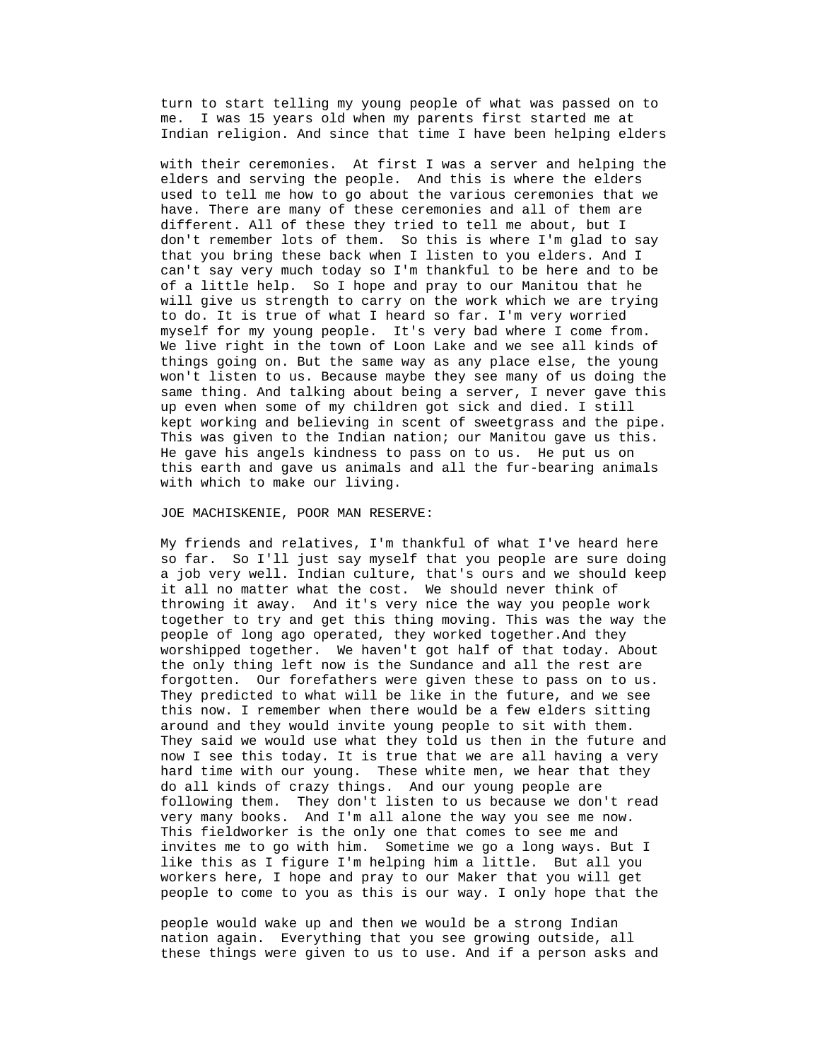turn to start telling my young people of what was passed on to me. I was 15 years old when my parents first started me at Indian religion. And since that time I have been helping elders

with their ceremonies. At first I was a server and helping the elders and serving the people. And this is where the elders used to tell me how to go about the various ceremonies that we have. There are many of these ceremonies and all of them are different. All of these they tried to tell me about, but I don't remember lots of them. So this is where I'm glad to say that you bring these back when I listen to you elders. And I can't say very much today so I'm thankful to be here and to be of a little help. So I hope and pray to our Manitou that he will give us strength to carry on the work which we are trying to do. It is true of what I heard so far. I'm very worried myself for my young people. It's very bad where I come from. We live right in the town of Loon Lake and we see all kinds of things going on. But the same way as any place else, the young won't listen to us. Because maybe they see many of us doing the same thing. And talking about being a server, I never gave this up even when some of my children got sick and died. I still kept working and believing in scent of sweetgrass and the pipe. This was given to the Indian nation; our Manitou gave us this. He gave his angels kindness to pass on to us. He put us on this earth and gave us animals and all the fur-bearing animals with which to make our living.

JOE MACHISKENIE, POOR MAN RESERVE:

My friends and relatives, I'm thankful of what I've heard here so far. So I'll just say myself that you people are sure doing a job very well. Indian culture, that's ours and we should keep it all no matter what the cost. We should never think of throwing it away. And it's very nice the way you people work together to try and get this thing moving. This was the way the people of long ago operated, they worked together.And they worshipped together. We haven't got half of that today. About the only thing left now is the Sundance and all the rest are forgotten. Our forefathers were given these to pass on to us. They predicted to what will be like in the future, and we see this now. I remember when there would be a few elders sitting around and they would invite young people to sit with them. They said we would use what they told us then in the future and now I see this today. It is true that we are all having a very hard time with our young. These white men, we hear that they do all kinds of crazy things. And our young people are following them. They don't listen to us because we don't read very many books. And I'm all alone the way you see me now. This fieldworker is the only one that comes to see me and invites me to go with him. Sometime we go a long ways. But I like this as I figure I'm helping him a little. But all you workers here, I hope and pray to our Maker that you will get people to come to you as this is our way. I only hope that the

people would wake up and then we would be a strong Indian nation again. Everything that you see growing outside, all these things were given to us to use. And if a person asks and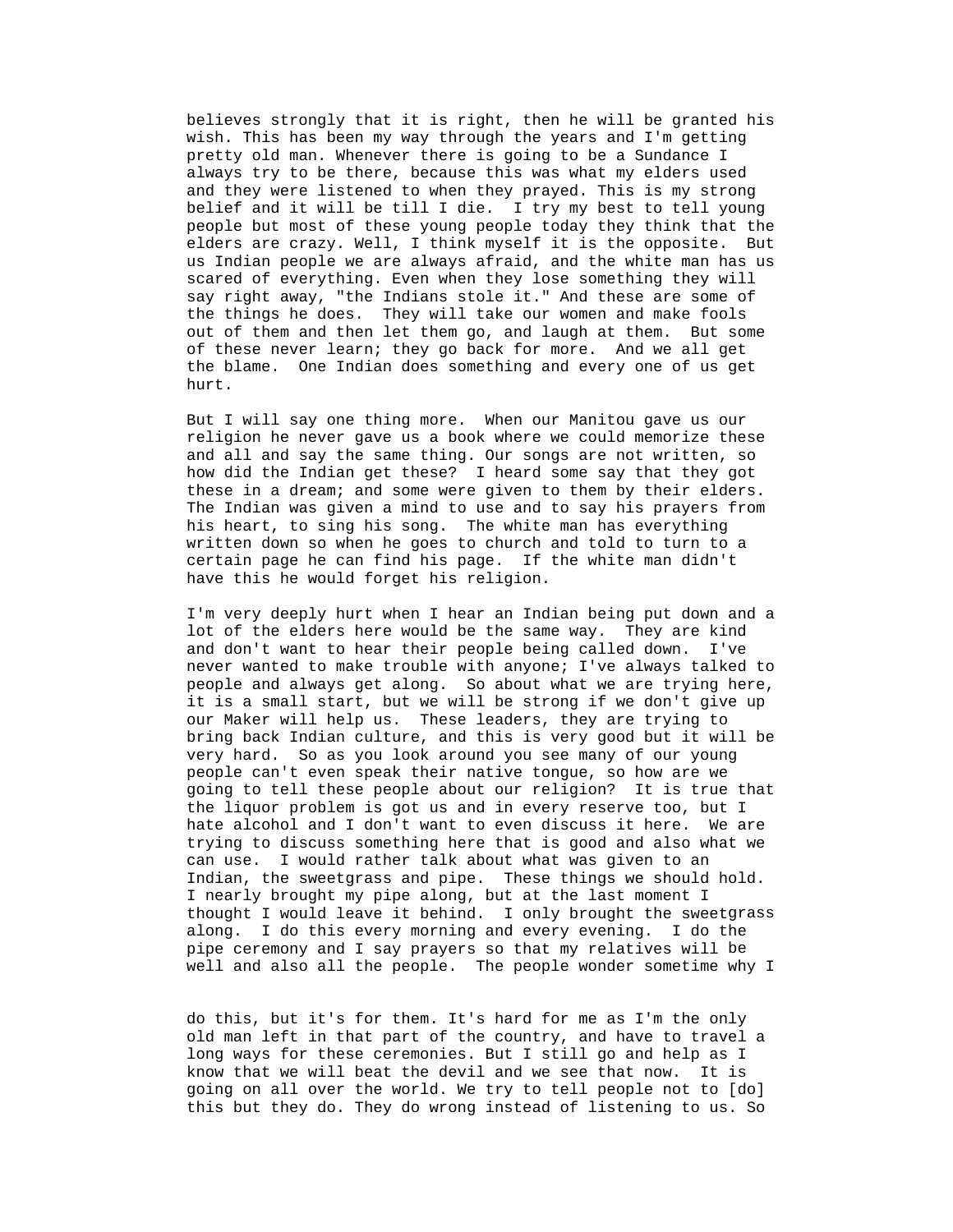believes strongly that it is right, then he will be granted his wish. This has been my way through the years and I'm getting pretty old man. Whenever there is going to be a Sundance I always try to be there, because this was what my elders used and they were listened to when they prayed. This is my strong belief and it will be till I die. I try my best to tell young people but most of these young people today they think that the elders are crazy. Well, I think myself it is the opposite. But us Indian people we are always afraid, and the white man has us scared of everything. Even when they lose something they will say right away, "the Indians stole it." And these are some of the things he does. They will take our women and make fools out of them and then let them go, and laugh at them. But some of these never learn; they go back for more. And we all get the blame. One Indian does something and every one of us get hurt.

But I will say one thing more. When our Manitou gave us our religion he never gave us a book where we could memorize these and all and say the same thing. Our songs are not written, so how did the Indian get these? I heard some say that they got these in a dream; and some were given to them by their elders. The Indian was given a mind to use and to say his prayers from his heart, to sing his song. The white man has everything written down so when he goes to church and told to turn to a certain page he can find his page. If the white man didn't have this he would forget his religion.

I'm very deeply hurt when I hear an Indian being put down and a lot of the elders here would be the same way. They are kind and don't want to hear their people being called down. I've never wanted to make trouble with anyone; I've always talked to people and always get along. So about what we are trying here, it is a small start, but we will be strong if we don't give up our Maker will help us. These leaders, they are trying to bring back Indian culture, and this is very good but it will be very hard. So as you look around you see many of our young people can't even speak their native tongue, so how are we going to tell these people about our religion? It is true that the liquor problem is got us and in every reserve too, but I hate alcohol and I don't want to even discuss it here. We are trying to discuss something here that is good and also what we can use. I would rather talk about what was given to an Indian, the sweetgrass and pipe. These things we should hold. I nearly brought my pipe along, but at the last moment I thought I would leave it behind. I only brought the sweetgrass along. I do this every morning and every evening. I do the pipe ceremony and I say prayers so that my relatives will be well and also all the people. The people wonder sometime why I do this, but it's for them. It's hard for me as I'm the only old man left in that part of the country, and have to travel a long ways for these ceremonies. But I still go and help as I know that we will beat the devil and we see that now. It is going on all over the world. We try to tell people not to [do] this but they do. They do wrong instead of listening to us. So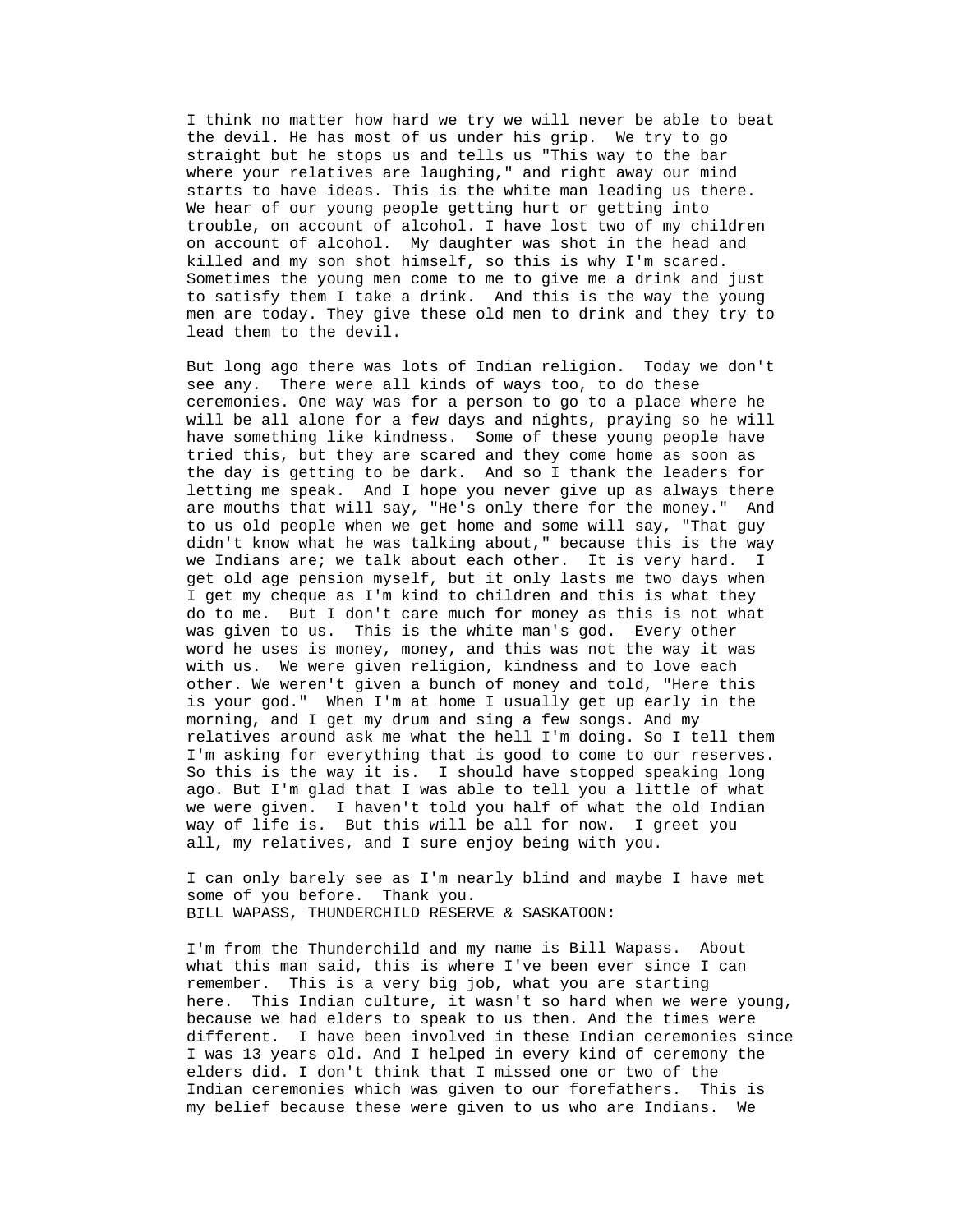I think no matter how hard we try we will never be able to beat the devil. He has most of us under his grip. We try to go straight but he stops us and tells us "This way to the bar where your relatives are laughing," and right away our mind starts to have ideas. This is the white man leading us there. We hear of our young people getting hurt or getting into trouble, on account of alcohol. I have lost two of my children on account of alcohol. My daughter was shot in the head and killed and my son shot himself, so this is why I'm scared. Sometimes the young men come to me to give me a drink and just to satisfy them I take a drink. And this is the way the young men are today. They give these old men to drink and they try to lead them to the devil.

But long ago there was lots of Indian religion. Today we don't see any. There were all kinds of ways too, to do these ceremonies. One way was for a person to go to a place where he will be all alone for a few days and nights, praying so he will have something like kindness. Some of these young people have tried this, but they are scared and they come home as soon as the day is getting to be dark. And so I thank the leaders for letting me speak. And I hope you never give up as always there are mouths that will say, "He's only there for the money." And to us old people when we get home and some will say, "That guy didn't know what he was talking about," because this is the way we Indians are; we talk about each other. It is very hard. I get old age pension myself, but it only lasts me two days when I get my cheque as I'm kind to children and this is what they do to me. But I don't care much for money as this is not what was given to us. This is the white man's god. Every other word he uses is money, money, and this was not the way it was with us. We were given religion, kindness and to love each other. We weren't given a bunch of money and told, "Here this is your god." When I'm at home I usually get up early in the morning, and I get my drum and sing a few songs. And my relatives around ask me what the hell I'm doing. So I tell them I'm asking for everything that is good to come to our reserves. So this is the way it is. I should have stopped speaking long ago. But I'm glad that I was able to tell you a little of what we were given. I haven't told you half of what the old Indian way of life is. But this will be all for now. I greet you all, my relatives, and I sure enjoy being with you.

I can only barely see as I'm nearly blind and maybe I have met some of you before. Thank you.

BILL WAPASS, THUNDERCHILD RESERVE & SASKATOON:

I'm from the Thunderchild and my name is Bill Wapass. About what this man said, this is where I've been ever since I can remember. This is a very big job, what you are starting here. This Indian culture, it wasn't so hard when we were young, because we had elders to speak to us then. And the times were different. I have been involved in these Indian ceremonies since I was 13 years old. And I helped in every kind of ceremony the elders did. I don't think that I missed one or two of the Indian ceremonies which was given to our forefathers. This is my belief because these were given to us who are Indians. We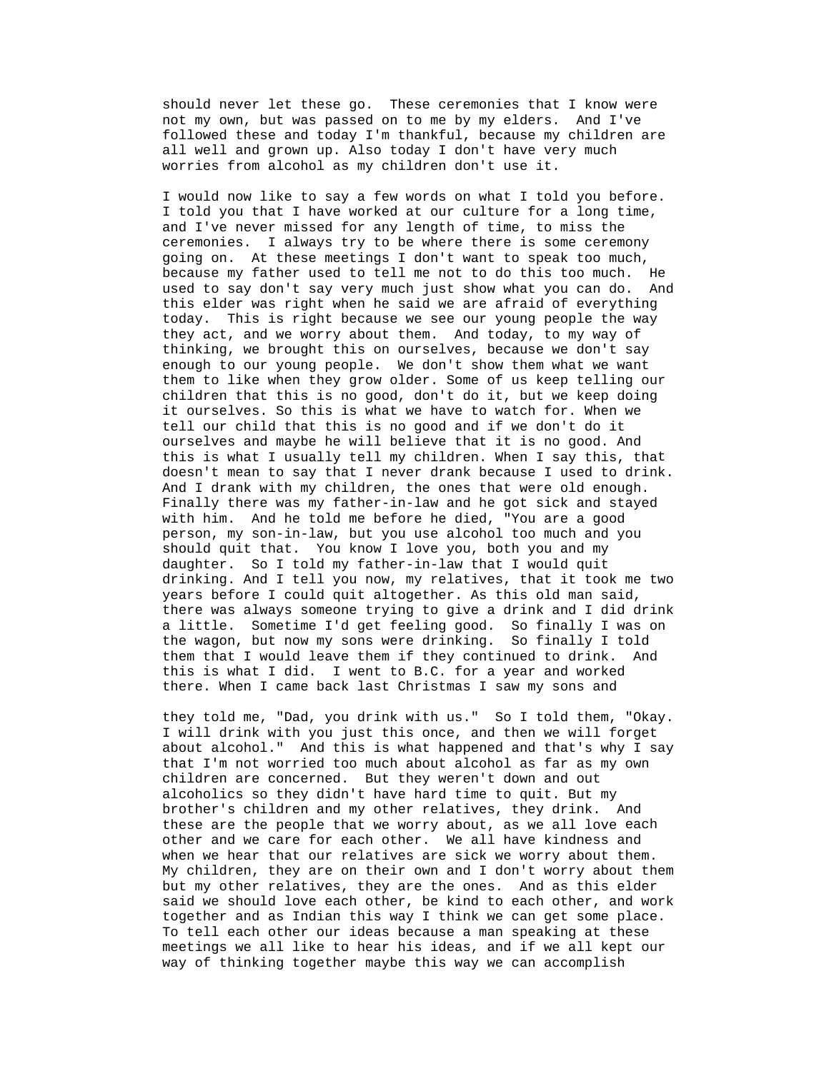should never let these go. These ceremonies that I know were not my own, but was passed on to me by my elders. And I've followed these and today I'm thankful, because my children are all well and grown up. Also today I don't have very much worries from alcohol as my children don't use it.

I would now like to say a few words on what I told you before. I told you that I have worked at our culture for a long time, and I've never missed for any length of time, to miss the ceremonies. I always try to be where there is some ceremony going on. At these meetings I don't want to speak too much, because my father used to tell me not to do this too much. He used to say don't say very much just show what you can do. And this elder was right when he said we are afraid of everything today. This is right because we see our young people the way they act, and we worry about them. And today, to my way of thinking, we brought this on ourselves, because we don't say enough to our young people. We don't show them what we want them to like when they grow older. Some of us keep telling our children that this is no good, don't do it, but we keep doing it ourselves. So this is what we have to watch for. When we tell our child that this is no good and if we don't do it ourselves and maybe he will believe that it is no good. And this is what I usually tell my children. When I say this, that doesn't mean to say that I never drank because I used to drink. And I drank with my children, the ones that were old enough. Finally there was my father-in-law and he got sick and stayed with him. And he told me before he died, "You are a good person, my son-in-law, but you use alcohol too much and you should quit that. You know I love you, both you and my daughter. So I told my father-in-law that I would quit drinking. And I tell you now, my relatives, that it took me two years before I could quit altogether. As this old man said, there was always someone trying to give a drink and I did drink a little. Sometime I'd get feeling good. So finally I was on the wagon, but now my sons were drinking. So finally I told them that I would leave them if they continued to drink. And this is what I did. I went to B.C. for a year and worked there. When I came back last Christmas I saw my sons and

they told me, "Dad, you drink with us." So I told them, "Okay. I will drink with you just this once, and then we will forget about alcohol." And this is what happened and that's why I say that I'm not worried too much about alcohol as far as my own children are concerned. But they weren't down and out alcoholics so they didn't have hard time to quit. But my brother's children and my other relatives, they drink. And these are the people that we worry about, as we all love each other and we care for each other. We all have kindness and when we hear that our relatives are sick we worry about them. My children, they are on their own and I don't worry about them but my other relatives, they are the ones. And as this elder said we should love each other, be kind to each other, and work together and as Indian this way I think we can get some place. To tell each other our ideas because a man speaking at these meetings we all like to hear his ideas, and if we all kept our way of thinking together maybe this way we can accomplish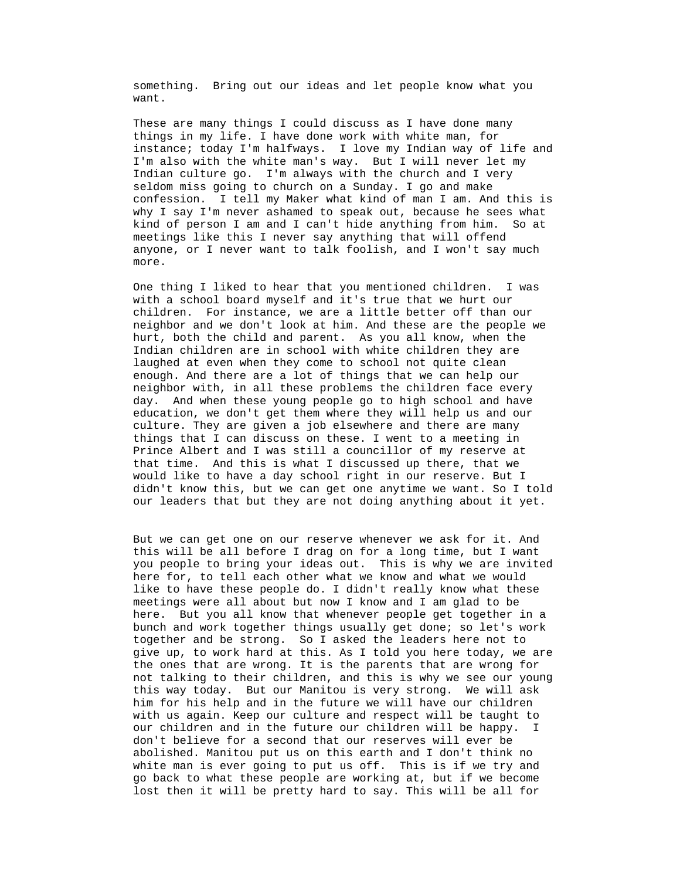something. Bring out our ideas and let people know what you want.

These are many things I could discuss as I have done many things in my life. I have done work with white man, for instance; today I'm halfways. I love my Indian way of life and I'm also with the white man's way. But I will never let my Indian culture go. I'm always with the church and I very seldom miss going to church on a Sunday. I go and make confession. I tell my Maker what kind of man I am. And this is why I say I'm never ashamed to speak out, because he sees what kind of person I am and I can't hide anything from him. So at meetings like this I never say anything that will offend anyone, or I never want to talk foolish, and I won't say much more.

One thing I liked to hear that you mentioned children. I was with a school board myself and it's true that we hurt our children. For instance, we are a little better off than our neighbor and we don't look at him. And these are the people we hurt, both the child and parent. As you all know, when the Indian children are in school with white children they are laughed at even when they come to school not quite clean enough. And there are a lot of things that we can help our neighbor with, in all these problems the children face every day. And when these young people go to high school and have education, we don't get them where they will help us and our culture. They are given a job elsewhere and there are many things that I can discuss on these. I went to a meeting in Prince Albert and I was still a councillor of my reserve at that time. And this is what I discussed up there, that we would like to have a day school right in our reserve. But I didn't know this, but we can get one anytime we want. So I told our leaders that but they are not doing anything about it yet.

But we can get one on our reserve whenever we ask for it. And this will be all before I drag on for a long time, but I want you people to bring your ideas out. This is why we are invited here for, to tell each other what we know and what we would like to have these people do. I didn't really know what these meetings were all about but now I know and I am glad to be here. But you all know that whenever people get together in a bunch and work together things usually get done; so let's work together and be strong. So I asked the leaders here not to give up, to work hard at this. As I told you here today, we are the ones that are wrong. It is the parents that are wrong for not talking to their children, and this is why we see our young this way today. But our Manitou is very strong. We will ask him for his help and in the future we will have our children with us again. Keep our culture and respect will be taught to our children and in the future our children will be happy. I don't believe for a second that our reserves will ever be abolished. Manitou put us on this earth and I don't think no white man is ever going to put us off. This is if we try and go back to what these people are working at, but if we become lost then it will be pretty hard to say. This will be all for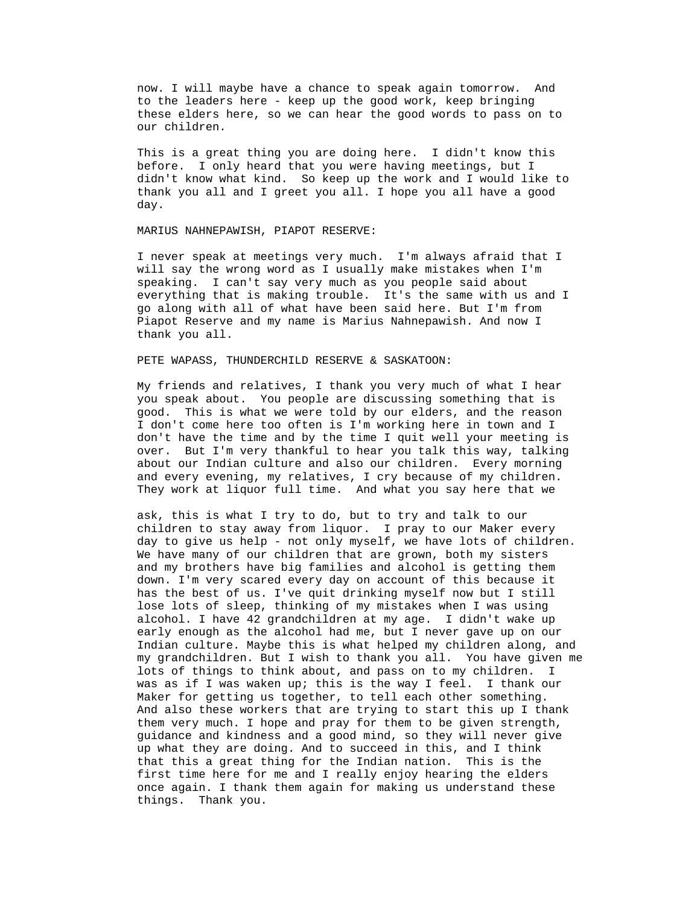now. I will maybe have a chance to speak again tomorrow. And to the leaders here - keep up the good work, keep bringing these elders here, so we can hear the good words to pass on to our children.

This is a great thing you are doing here. I didn't know this before. I only heard that you were having meetings, but I didn't know what kind. So keep up the work and I would like to thank you all and I greet you all. I hope you all have a good day.

MARIUS NAHNEPAWISH, PIAPOT RESERVE:

I never speak at meetings very much. I'm always afraid that I will say the wrong word as I usually make mistakes when I'm speaking. I can't say very much as you people said about everything that is making trouble. It's the same with us and I go along with all of what have been said here. But I'm from Piapot Reserve and my name is Marius Nahnepawish. And now I thank you all.

PETE WAPASS, THUNDERCHILD RESERVE & SASKATOON:

My friends and relatives, I thank you very much of what I hear you speak about. You people are discussing something that is good. This is what we were told by our elders, and the reason I don't come here too often is I'm working here in town and I don't have the time and by the time I quit well your meeting is over. But I'm very thankful to hear you talk this way, talking about our Indian culture and also our children. Every morning and every evening, my relatives, I cry because of my children. They work at liquor full time. And what you say here that we

ask, this is what I try to do, but to try and talk to our children to stay away from liquor. I pray to our Maker every day to give us help - not only myself, we have lots of children. We have many of our children that are grown, both my sisters and my brothers have big families and alcohol is getting them down. I'm very scared every day on account of this because it has the best of us. I've quit drinking myself now but I still lose lots of sleep, thinking of my mistakes when I was using alcohol. I have 42 grandchildren at my age. I didn't wake up early enough as the alcohol had me, but I never gave up on our Indian culture. Maybe this is what helped my children along, and my grandchildren. But I wish to thank you all. You have given me lots of things to think about, and pass on to my children. I was as if I was waken up; this is the way I feel. I thank our Maker for getting us together, to tell each other something. And also these workers that are trying to start this up I thank them very much. I hope and pray for them to be given strength, guidance and kindness and a good mind, so they will never give up what they are doing. And to succeed in this, and I think that this a great thing for the Indian nation. This is the first time here for me and I really enjoy hearing the elders once again. I thank them again for making us understand these things. Thank you.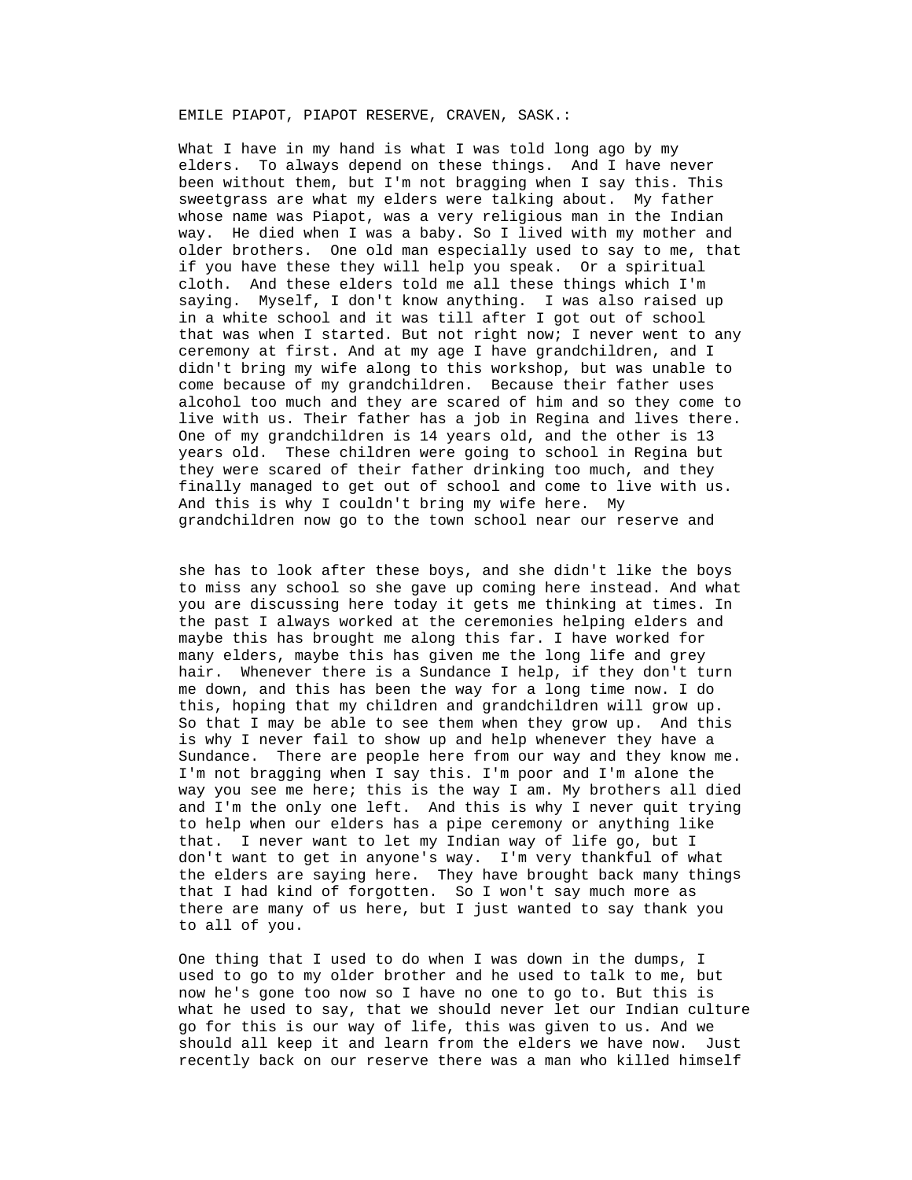EMILE PIAPOT, PIAPOT RESERVE, CRAVEN, SASK.:

What I have in my hand is what I was told long ago by my elders. To always depend on these things. And I have never been without them, but I'm not bragging when I say this. This sweetgrass are what my elders were talking about. My father whose name was Piapot, was a very religious man in the Indian way. He died when I was a baby. So I lived with my mother and older brothers. One old man especially used to say to me, that if you have these they will help you speak. Or a spiritual cloth. And these elders told me all these things which I'm saying. Myself, I don't know anything. I was also raised up in a white school and it was till after I got out of school that was when I started. But not right now; I never went to any ceremony at first. And at my age I have grandchildren, and I didn't bring my wife along to this workshop, but was unable to come because of my grandchildren. Because their father uses alcohol too much and they are scared of him and so they come to live with us. Their father has a job in Regina and lives there. One of my grandchildren is 14 years old, and the other is 13 years old. These children were going to school in Regina but they were scared of their father drinking too much, and they finally managed to get out of school and come to live with us. And this is why I couldn't bring my wife here. My grandchildren now go to the town school near our reserve and she has to look after these boys, and she didn't like the boys to miss any school so she gave up coming here instead. And what you are discussing here today it gets me thinking at times. In the past I always worked at the ceremonies helping elders and maybe this has brought me along this far. I have worked for many elders, maybe this has given me the long life and grey hair. Whenever there is a Sundance I help, if they don't turn me down, and this has been the way for a long time now. I do this, hoping that my children and grandchildren will grow up. So that I may be able to see them when they grow up. And this is why I never fail to show up and help whenever they have a Sundance. There are people here from our way and they know me. I'm not bragging when I say this. I'm poor and I'm alone the way you see me here; this is the way I am. My brothers all died and I'm the only one left. And this is why I never quit trying to help when our elders has a pipe ceremony or anything like that. I never want to let my Indian way of life go, but I don't want to get in anyone's way. I'm very thankful of what the elders are saying here. They have brought back many things that I had kind of forgotten. So I won't say much more as there are many of us here, but I just wanted to say thank you to all of you.

One thing that I used to do when I was down in the dumps, I used to go to my older brother and he used to talk to me, but now he's gone too now so I have no one to go to. But this is what he used to say, that we should never let our Indian culture go for this is our way of life, this was given to us. And we should all keep it and learn from the elders we have now. Just recently back on our reserve there was a man who killed himself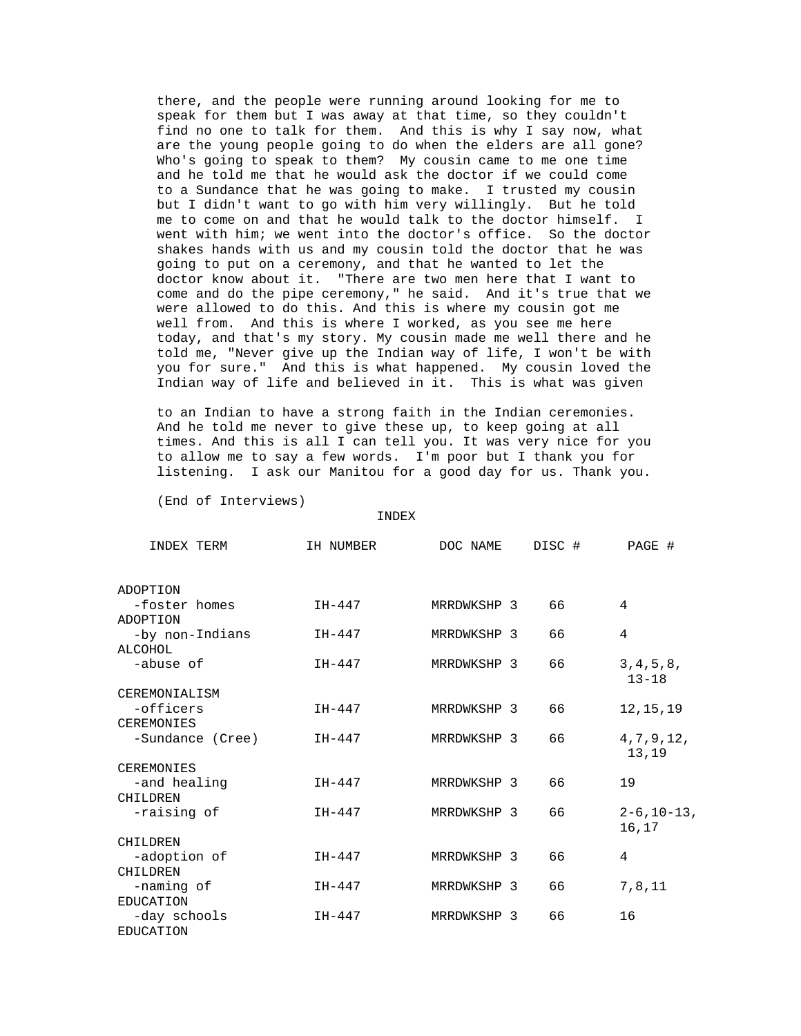there, and the people were running around looking for me to speak for them but I was away at that time, so they couldn't find no one to talk for them. And this is why I say now, what are the young people going to do when the elders are all gone? Who's going to speak to them? My cousin came to me one time and he told me that he would ask the doctor if we could come to a Sundance that he was going to make. I trusted my cousin but I didn't want to go with him very willingly. But he told me to come on and that he would talk to the doctor himself. I went with him; we went into the doctor's office. So the doctor shakes hands with us and my cousin told the doctor that he was going to put on a ceremony, and that he wanted to let the doctor know about it. "There are two men here that I want to come and do the pipe ceremony," he said. And it's true that we were allowed to do this. And this is where my cousin got me well from. And this is where I worked, as you see me here today, and that's my story. My cousin made me well there and he told me, "Never give up the Indian way of life, I won't be with you for sure." And this is what happened. My cousin loved the Indian way of life and believed in it. This is what was given

to an Indian to have a strong faith in the Indian ceremonies. And he told me never to give these up, to keep going at all times. And this is all I can tell you. It was very nice for you to allow me to say a few words. I'm poor but I thank you for listening. I ask our Manitou for a good day for us. Thank you.

(End of Interviews)

## INDEX

| INDEX TERM | IH NUMBER | DOC NAME | DISC # | PAGE # |
|---|---|---|---|---|
| ADOPTION -foster homes | IH-447 | MRRDWKSHP 3 | 66 | 4 |
| ADOPTION -by non-Indians | IH-447 | MRRDWKSHP 3 | 66 | 4 |
| ALCOHOL -abuse of | IH-447 | MRRDWKSHP 3 | 66 | 3,4,5,8, 13-18 |
| CEREMONIALISM -officers | IH-447 | MRRDWKSHP 3 | 66 | 12,15,19 |
| CEREMONIES -Sundance (Cree) | IH-447 | MRRDWKSHP 3 | 66 | 4,7,9,12, 13,19 |
| CEREMONIES -and healing | IH-447 | MRRDWKSHP 3 | 66 | 19 |
| CHILDREN -raising of | IH-447 | MRRDWKSHP 3 | 66 | 2-6,10-13, 16,17 |
| CHILDREN -adoption of | IH-447 | MRRDWKSHP 3 | 66 | 4 |
| CHILDREN -naming of | IH-447 | MRRDWKSHP 3 | 66 | 7,8,11 |
| EDUCATION -day schools | IH-447 | MRRDWKSHP 3 | 66 | 16 |
| EDUCATION | | | | |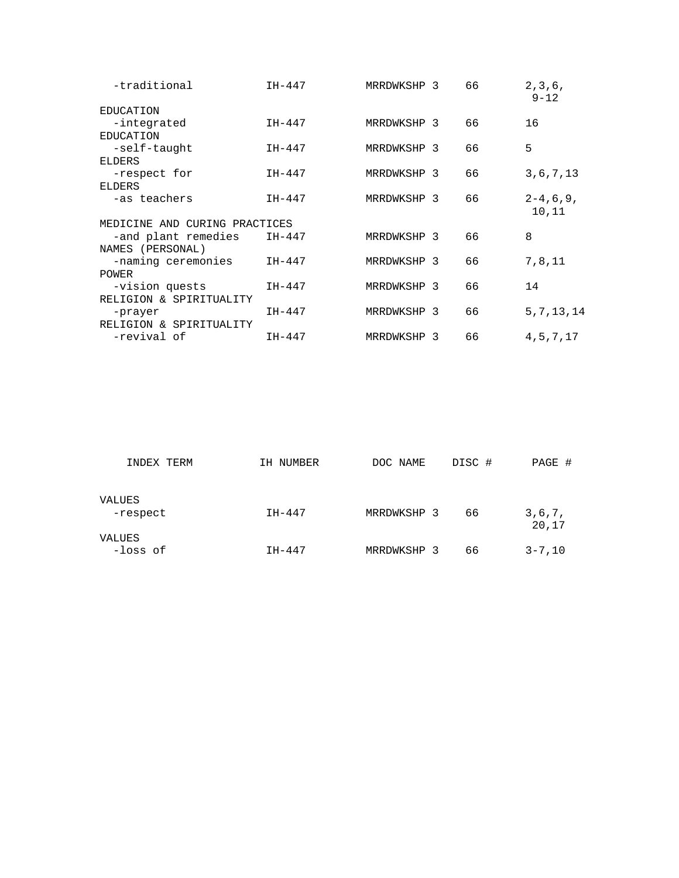| | | | | |
|---|---|---|---|---|
| -traditional | IH-447 | MRRDWKSHP 3 | 66 | 2,3,6, 9-12 |
| EDUCATION | | | | |
| -integrated | IH-447 | MRRDWKSHP 3 | 66 | 16 |
| EDUCATION | | | | |
| -self-taught | IH-447 | MRRDWKSHP 3 | 66 | 5 |
| ELDERS | | | | |
| -respect for | IH-447 | MRRDWKSHP 3 | 66 | 3,6,7,13 |
| ELDERS | | | | |
| -as teachers | IH-447 | MRRDWKSHP 3 | 66 | 2-4,6,9, 10,11 |
| MEDICINE AND CURING PRACTICES | | | | |
| -and plant remedies | IH-447 | MRRDWKSHP 3 | 66 | 8 |
| NAMES (PERSONAL) | | | | |
| -naming ceremonies | IH-447 | MRRDWKSHP 3 | 66 | 7,8,11 |
| POWER | | | | |
| -vision quests | IH-447 | MRRDWKSHP 3 | 66 | 14 |
| RELIGION & SPIRITUALITY | | | | |
| -prayer | IH-447 | MRRDWKSHP 3 | 66 | 5,7,13,14 |
| RELIGION & SPIRITUALITY | | | | |
| -revival of | IH-447 | MRRDWKSHP 3 | 66 | 4,5,7,17 |

| INDEX TERM | IH NUMBER | DOC NAME | DISC # | PAGE # |
|---|---|---|---|---|
| VALUES | | | | |
| -respect | IH-447 | MRRDWKSHP 3 | 66 | 3,6,7, 20,17 |
| VALUES | | | | |
| -loss of | IH-447 | MRRDWKSHP 3 | 66 | 3-7,10 |